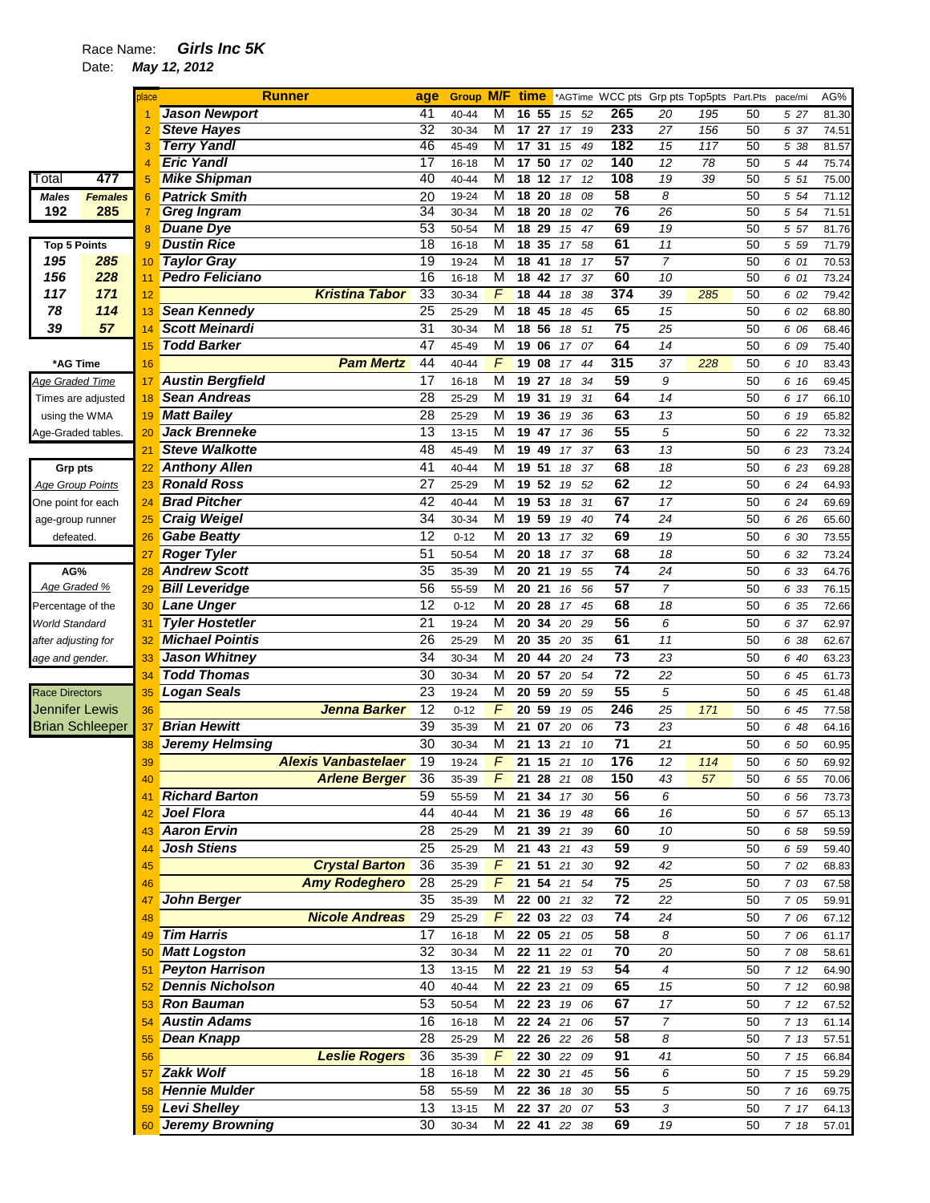Race Name: ***Girls Inc 5K***

Date: ***May 12, 2012***

| place | Runner | age | Group | M/F | time | *AGTime | WCC pts | Grp pts | Top5pts | Part.Pts | pace/mi | AG% |
|---|---|---|---|---|---|---|---|---|---|---|---|---|
| 1 | Jason Newport | 41 | 40-44 | M | 16 55 | 15 52 | 265 | 20 | 195 | 50 | 5 27 | 81.30 |
| 2 | Steve Hayes | 32 | 30-34 | M | 17 27 | 17 19 | 233 | 27 | 156 | 50 | 5 37 | 74.51 |
| 3 | Terry Yandl | 46 | 45-49 | M | 17 31 | 15 49 | 182 | 15 | 117 | 50 | 5 38 | 81.57 |
| 4 | Eric Yandl | 17 | 16-18 | M | 17 50 | 17 02 | 140 | 12 | 78 | 50 | 5 44 | 75.74 |
| 5 | Mike Shipman | 40 | 40-44 | M | 18 12 | 17 12 | 108 | 19 | 39 | 50 | 5 51 | 75.00 |
| 6 | Patrick Smith | 20 | 19-24 | M | 18 20 | 18 08 | 58 | 8 | | 50 | 5 54 | 71.12 |
| 7 | Greg Ingram | 34 | 30-34 | M | 18 20 | 18 02 | 76 | 26 | | 50 | 5 54 | 71.51 |
| 8 | Duane Dye | 53 | 50-54 | M | 18 29 | 15 47 | 69 | 19 | | 50 | 5 57 | 81.76 |
| 9 | Dustin Rice | 18 | 16-18 | M | 18 35 | 17 58 | 61 | 11 | | 50 | 5 59 | 71.79 |
| 10 | Taylor Gray | 19 | 19-24 | M | 18 41 | 18 17 | 57 | 7 | | 50 | 6 01 | 70.53 |
| 11 | Pedro Feliciano | 16 | 16-18 | M | 18 42 | 17 37 | 60 | 10 | | 50 | 6 01 | 73.24 |
| 12 | Kristina Tabor | 33 | 30-34 | F | 18 44 | 18 38 | 374 | 39 | 285 | 50 | 6 02 | 79.42 |
| 13 | Sean Kennedy | 25 | 25-29 | M | 18 45 | 18 45 | 65 | 15 | | 50 | 6 02 | 68.80 |
| 14 | Scott Meinardi | 31 | 30-34 | M | 18 56 | 18 51 | 75 | 25 | | 50 | 6 06 | 68.46 |
| 15 | Todd Barker | 47 | 45-49 | M | 19 06 | 17 07 | 64 | 14 | | 50 | 6 09 | 75.40 |
| 16 | Pam Mertz | 44 | 40-44 | F | 19 08 | 17 44 | 315 | 37 | 228 | 50 | 6 10 | 83.43 |
| 17 | Austin Bergfield | 17 | 16-18 | M | 19 27 | 18 34 | 59 | 9 | | 50 | 6 16 | 69.45 |
| 18 | Sean Andreas | 28 | 25-29 | M | 19 31 | 19 31 | 64 | 14 | | 50 | 6 17 | 66.10 |
| 19 | Matt Bailey | 28 | 25-29 | M | 19 36 | 19 36 | 63 | 13 | | 50 | 6 19 | 65.82 |
| 20 | Jack Brenneke | 13 | 13-15 | M | 19 47 | 17 36 | 55 | 5 | | 50 | 6 22 | 73.32 |
| 21 | Steve Walkotte | 48 | 45-49 | M | 19 49 | 17 37 | 63 | 13 | | 50 | 6 23 | 73.24 |
| 22 | Anthony Allen | 41 | 40-44 | M | 19 51 | 18 37 | 68 | 18 | | 50 | 6 23 | 69.28 |
| 23 | Ronald Ross | 27 | 25-29 | M | 19 52 | 19 52 | 62 | 12 | | 50 | 6 24 | 64.93 |
| 24 | Brad Pitcher | 42 | 40-44 | M | 19 53 | 18 31 | 67 | 17 | | 50 | 6 24 | 69.69 |
| 25 | Craig Weigel | 34 | 30-34 | M | 19 59 | 19 40 | 74 | 24 | | 50 | 6 26 | 65.60 |
| 26 | Gabe Beatty | 12 | 0-12 | M | 20 13 | 17 32 | 69 | 19 | | 50 | 6 30 | 73.55 |
| 27 | Roger Tyler | 51 | 50-54 | M | 20 18 | 17 37 | 68 | 18 | | 50 | 6 32 | 73.24 |
| 28 | Andrew Scott | 35 | 35-39 | M | 20 21 | 19 55 | 74 | 24 | | 50 | 6 33 | 64.76 |
| 29 | Bill Leveridge | 56 | 55-59 | M | 20 21 | 16 56 | 57 | 7 | | 50 | 6 33 | 76.15 |
| 30 | Lane Unger | 12 | 0-12 | M | 20 28 | 17 45 | 68 | 18 | | 50 | 6 35 | 72.66 |
| 31 | Tyler Hostetler | 21 | 19-24 | M | 20 34 | 20 29 | 56 | 6 | | 50 | 6 37 | 62.97 |
| 32 | Michael Pointis | 26 | 25-29 | M | 20 35 | 20 35 | 61 | 11 | | 50 | 6 38 | 62.67 |
| 33 | Jason Whitney | 34 | 30-34 | M | 20 44 | 20 24 | 73 | 23 | | 50 | 6 40 | 63.23 |
| 34 | Todd Thomas | 30 | 30-34 | M | 20 57 | 20 54 | 72 | 22 | | 50 | 6 45 | 61.73 |
| 35 | Logan Seals | 23 | 19-24 | M | 20 59 | 20 59 | 55 | 5 | | 50 | 6 45 | 61.48 |
| 36 | Jenna Barker | 12 | 0-12 | F | 20 59 | 19 05 | 246 | 25 | 171 | 50 | 6 45 | 77.58 |
| 37 | Brian Hewitt | 39 | 35-39 | M | 21 07 | 20 06 | 73 | 23 | | 50 | 6 48 | 64.16 |
| 38 | Jeremy Helmsing | 30 | 30-34 | M | 21 13 | 21 10 | 71 | 21 | | 50 | 6 50 | 60.95 |
| 39 | Alexis Vanbastelaer | 19 | 19-24 | F | 21 15 | 21 10 | 176 | 12 | 114 | 50 | 6 50 | 69.92 |
| 40 | Arlene Berger | 36 | 35-39 | F | 21 28 | 21 08 | 150 | 43 | 57 | 50 | 6 55 | 70.06 |
| 41 | Richard Barton | 59 | 55-59 | M | 21 34 | 17 30 | 56 | 6 | | 50 | 6 56 | 73.73 |
| 42 | Joel Flora | 44 | 40-44 | M | 21 36 | 19 48 | 66 | 16 | | 50 | 6 57 | 65.13 |
| 43 | Aaron Ervin | 28 | 25-29 | M | 21 39 | 21 39 | 60 | 10 | | 50 | 6 58 | 59.59 |
| 44 | Josh Stiens | 25 | 25-29 | M | 21 43 | 21 43 | 59 | 9 | | 50 | 6 59 | 59.40 |
| 45 | Crystal Barton | 36 | 35-39 | F | 21 51 | 21 30 | 92 | 42 | | 50 | 7 02 | 68.83 |
| 46 | Amy Rodeghero | 28 | 25-29 | F | 21 54 | 21 54 | 75 | 25 | | 50 | 7 03 | 67.58 |
| 47 | John Berger | 35 | 35-39 | M | 22 00 | 21 32 | 72 | 22 | | 50 | 7 05 | 59.91 |
| 48 | Nicole Andreas | 29 | 25-29 | F | 22 03 | 22 03 | 74 | 24 | | 50 | 7 06 | 67.12 |
| 49 | Tim Harris | 17 | 16-18 | M | 22 05 | 21 05 | 58 | 8 | | 50 | 7 06 | 61.17 |
| 50 | Matt Logston | 32 | 30-34 | M | 22 11 | 22 01 | 70 | 20 | | 50 | 7 08 | 58.61 |
| 51 | Peyton Harrison | 13 | 13-15 | M | 22 21 | 19 53 | 54 | 4 | | 50 | 7 12 | 64.90 |
| 52 | Dennis Nicholson | 40 | 40-44 | M | 22 23 | 21 09 | 65 | 15 | | 50 | 7 12 | 60.98 |
| 53 | Ron Bauman | 53 | 50-54 | M | 22 23 | 19 06 | 67 | 17 | | 50 | 7 12 | 67.52 |
| 54 | Austin Adams | 16 | 16-18 | M | 22 24 | 21 06 | 57 | 7 | | 50 | 7 13 | 61.14 |
| 55 | Dean Knapp | 28 | 25-29 | M | 22 26 | 22 26 | 58 | 8 | | 50 | 7 13 | 57.51 |
| 56 | Leslie Rogers | 36 | 35-39 | F | 22 30 | 22 09 | 91 | 41 | | 50 | 7 15 | 66.84 |
| 57 | Zakk Wolf | 18 | 16-18 | M | 22 30 | 21 45 | 56 | 6 | | 50 | 7 15 | 59.29 |
| 58 | Hennie Mulder | 58 | 55-59 | M | 22 36 | 18 30 | 55 | 5 | | 50 | 7 16 | 69.75 |
| 59 | Levi Shelley | 13 | 13-15 | M | 22 37 | 20 07 | 53 | 3 | | 50 | 7 17 | 64.13 |
| 60 | Jeremy Browning | 30 | 30-34 | M | 22 41 | 22 38 | 69 | 19 | | 50 | 7 18 | 57.01 |

| Total | 477 |
|---|---|
| **Males** | **Females** |
| 192 | 285 |

| Top 5 Points | |
|---|---|
| 195 | 285 |
| 156 | 228 |
| 117 | 171 |
| 78 | 114 |
| 39 | 57 |

**\*AG Time**

*Age Graded Time*

Times are adjusted using the WMA Age-Graded tables.

**Grp pts**

*Age Group Points*

One point for each age-group runner defeated.

**AG%**

*Age Graded %*

*Percentage of the World Standard after adjusting for age and gender.*

Race Directors

Jennifer Lewis

Brian Schleeper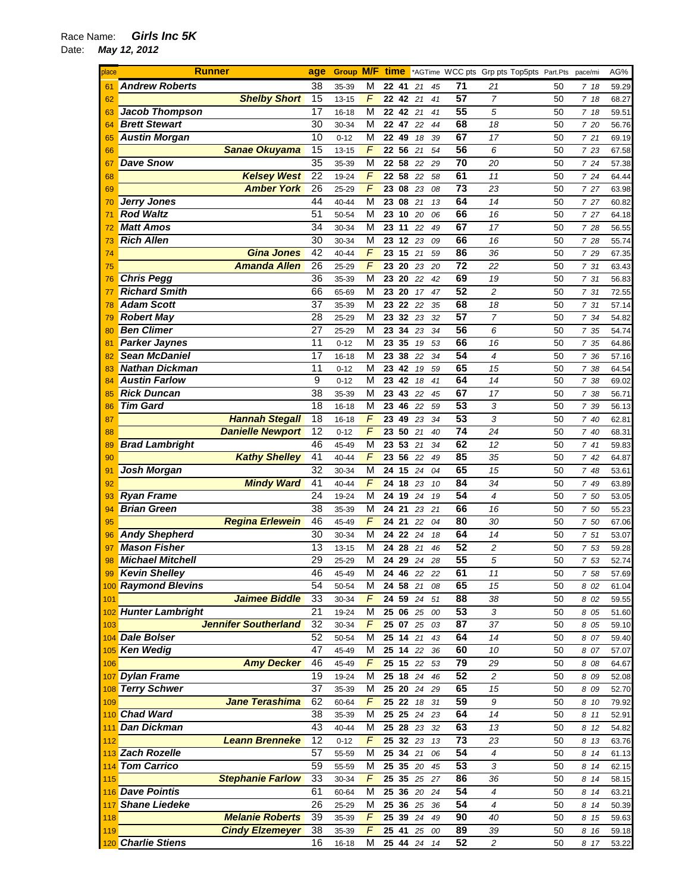Race Name: ***Girls Inc 5K***

Date: ***May 12, 2012***

| place | Runner | age | Group | M/F | time | *AGTime | WCC pts | Grp pts | Top5pts | Part.Pts | pace/mi | AG% |
|---|---|---|---|---|---|---|---|---|---|---|---|---|
| 61 | **Andrew Roberts** | 38 | 35-39 | M | 22 41 | 21 45 | 71 | 21 | | 50 | 7 18 | 59.29 |
| 62 | **Shelby Short** | 15 | 13-15 | F | 22 42 | 21 41 | 57 | 7 | | 50 | 7 18 | 68.27 |
| 63 | **Jacob Thompson** | 17 | 16-18 | M | 22 42 | 21 41 | 55 | 5 | | 50 | 7 18 | 59.51 |
| 64 | **Brett Stewart** | 30 | 30-34 | M | 22 47 | 22 44 | 68 | 18 | | 50 | 7 20 | 56.76 |
| 65 | **Austin Morgan** | 10 | 0-12 | M | 22 49 | 18 39 | 67 | 17 | | 50 | 7 21 | 69.19 |
| 66 | **Sanae Okuyama** | 15 | 13-15 | F | 22 56 | 21 54 | 56 | 6 | | 50 | 7 23 | 67.58 |
| 67 | **Dave Snow** | 35 | 35-39 | M | 22 58 | 22 29 | 70 | 20 | | 50 | 7 24 | 57.38 |
| 68 | **Kelsey West** | 22 | 19-24 | F | 22 58 | 22 58 | 61 | 11 | | 50 | 7 24 | 64.44 |
| 69 | **Amber York** | 26 | 25-29 | F | 23 08 | 23 08 | 73 | 23 | | 50 | 7 27 | 63.98 |
| 70 | **Jerry Jones** | 44 | 40-44 | M | 23 08 | 21 13 | 64 | 14 | | 50 | 7 27 | 60.82 |
| 71 | **Rod Waltz** | 51 | 50-54 | M | 23 10 | 20 06 | 66 | 16 | | 50 | 7 27 | 64.18 |
| 72 | **Matt Amos** | 34 | 30-34 | M | 23 11 | 22 49 | 67 | 17 | | 50 | 7 28 | 56.55 |
| 73 | **Rich Allen** | 30 | 30-34 | M | 23 12 | 23 09 | 66 | 16 | | 50 | 7 28 | 55.74 |
| 74 | **Gina Jones** | 42 | 40-44 | F | 23 15 | 21 59 | 86 | 36 | | 50 | 7 29 | 67.35 |
| 75 | **Amanda Allen** | 26 | 25-29 | F | 23 20 | 23 20 | 72 | 22 | | 50 | 7 31 | 63.43 |
| 76 | **Chris Pegg** | 36 | 35-39 | M | 23 20 | 22 42 | 69 | 19 | | 50 | 7 31 | 56.83 |
| 77 | **Richard Smith** | 66 | 65-69 | M | 23 20 | 17 47 | 52 | 2 | | 50 | 7 31 | 72.55 |
| 78 | **Adam Scott** | 37 | 35-39 | M | 23 22 | 22 35 | 68 | 18 | | 50 | 7 31 | 57.14 |
| 79 | **Robert May** | 28 | 25-29 | M | 23 32 | 23 32 | 57 | 7 | | 50 | 7 34 | 54.82 |
| 80 | **Ben Climer** | 27 | 25-29 | M | 23 34 | 23 34 | 56 | 6 | | 50 | 7 35 | 54.74 |
| 81 | **Parker Jaynes** | 11 | 0-12 | M | 23 35 | 19 53 | 66 | 16 | | 50 | 7 35 | 64.86 |
| 82 | **Sean McDaniel** | 17 | 16-18 | M | 23 38 | 22 34 | 54 | 4 | | 50 | 7 36 | 57.16 |
| 83 | **Nathan Dickman** | 11 | 0-12 | M | 23 42 | 19 59 | 65 | 15 | | 50 | 7 38 | 64.54 |
| 84 | **Austin Farlow** | 9 | 0-12 | M | 23 42 | 18 41 | 64 | 14 | | 50 | 7 38 | 69.02 |
| 85 | **Rick Duncan** | 38 | 35-39 | M | 23 43 | 22 45 | 67 | 17 | | 50 | 7 38 | 56.71 |
| 86 | **Tim Gard** | 18 | 16-18 | M | 23 46 | 22 59 | 53 | 3 | | 50 | 7 39 | 56.13 |
| 87 | **Hannah Stegall** | 18 | 16-18 | F | 23 49 | 23 34 | 53 | 3 | | 50 | 7 40 | 62.81 |
| 88 | **Danielle Newport** | 12 | 0-12 | F | 23 50 | 21 40 | 74 | 24 | | 50 | 7 40 | 68.31 |
| 89 | **Brad Lambright** | 46 | 45-49 | M | 23 53 | 21 34 | 62 | 12 | | 50 | 7 41 | 59.83 |
| 90 | **Kathy Shelley** | 41 | 40-44 | F | 23 56 | 22 49 | 85 | 35 | | 50 | 7 42 | 64.87 |
| 91 | **Josh Morgan** | 32 | 30-34 | M | 24 15 | 24 04 | 65 | 15 | | 50 | 7 48 | 53.61 |
| 92 | **Mindy Ward** | 41 | 40-44 | F | 24 18 | 23 10 | 84 | 34 | | 50 | 7 49 | 63.89 |
| 93 | **Ryan Frame** | 24 | 19-24 | M | 24 19 | 24 19 | 54 | 4 | | 50 | 7 50 | 53.05 |
| 94 | **Brian Green** | 38 | 35-39 | M | 24 21 | 23 21 | 66 | 16 | | 50 | 7 50 | 55.23 |
| 95 | **Regina Erlewein** | 46 | 45-49 | F | 24 21 | 22 04 | 80 | 30 | | 50 | 7 50 | 67.06 |
| 96 | **Andy Shepherd** | 30 | 30-34 | M | 24 22 | 24 18 | 64 | 14 | | 50 | 7 51 | 53.07 |
| 97 | **Mason Fisher** | 13 | 13-15 | M | 24 28 | 21 46 | 52 | 2 | | 50 | 7 53 | 59.28 |
| 98 | **Michael Mitchell** | 29 | 25-29 | M | 24 29 | 24 28 | 55 | 5 | | 50 | 7 53 | 52.74 |
| 99 | **Kevin Shelley** | 46 | 45-49 | M | 24 46 | 22 22 | 61 | 11 | | 50 | 7 58 | 57.69 |
| 100 | **Raymond Blevins** | 54 | 50-54 | M | 24 58 | 21 08 | 65 | 15 | | 50 | 8 02 | 61.04 |
| 101 | **Jaimee Biddle** | 33 | 30-34 | F | 24 59 | 24 51 | 88 | 38 | | 50 | 8 02 | 59.55 |
| 102 | **Hunter Lambright** | 21 | 19-24 | M | 25 06 | 25 00 | 53 | 3 | | 50 | 8 05 | 51.60 |
| 103 | **Jennifer Southerland** | 32 | 30-34 | F | 25 07 | 25 03 | 87 | 37 | | 50 | 8 05 | 59.10 |
| 104 | **Dale Bolser** | 52 | 50-54 | M | 25 14 | 21 43 | 64 | 14 | | 50 | 8 07 | 59.40 |
| 105 | **Ken Wedig** | 47 | 45-49 | M | 25 14 | 22 36 | 60 | 10 | | 50 | 8 07 | 57.07 |
| 106 | **Amy Decker** | 46 | 45-49 | F | 25 15 | 22 53 | 79 | 29 | | 50 | 8 08 | 64.67 |
| 107 | **Dylan Frame** | 19 | 19-24 | M | 25 18 | 24 46 | 52 | 2 | | 50 | 8 09 | 52.08 |
| 108 | **Terry Schwer** | 37 | 35-39 | M | 25 20 | 24 29 | 65 | 15 | | 50 | 8 09 | 52.70 |
| 109 | **Jane Terashima** | 62 | 60-64 | F | 25 22 | 18 31 | 59 | 9 | | 50 | 8 10 | 79.92 |
| 110 | **Chad Ward** | 38 | 35-39 | M | 25 25 | 24 23 | 64 | 14 | | 50 | 8 11 | 52.91 |
| 111 | **Dan Dickman** | 43 | 40-44 | M | 25 28 | 23 32 | 63 | 13 | | 50 | 8 12 | 54.82 |
| 112 | **Leann Brenneke** | 12 | 0-12 | F | 25 32 | 23 13 | 73 | 23 | | 50 | 8 13 | 63.76 |
| 113 | **Zach Rozelle** | 57 | 55-59 | M | 25 34 | 21 06 | 54 | 4 | | 50 | 8 14 | 61.13 |
| 114 | **Tom Carrico** | 59 | 55-59 | M | 25 35 | 20 45 | 53 | 3 | | 50 | 8 14 | 62.15 |
| 115 | **Stephanie Farlow** | 33 | 30-34 | F | 25 35 | 25 27 | 86 | 36 | | 50 | 8 14 | 58.15 |
| 116 | **Dave Pointis** | 61 | 60-64 | M | 25 36 | 20 24 | 54 | 4 | | 50 | 8 14 | 63.21 |
| 117 | **Shane Liedeke** | 26 | 25-29 | M | 25 36 | 25 36 | 54 | 4 | | 50 | 8 14 | 50.39 |
| 118 | **Melanie Roberts** | 39 | 35-39 | F | 25 39 | 24 49 | 90 | 40 | | 50 | 8 15 | 59.63 |
| 119 | **Cindy Elzemeyer** | 38 | 35-39 | F | 25 41 | 25 00 | 89 | 39 | | 50 | 8 16 | 59.18 |
| 120 | **Charlie Stiens** | 16 | 16-18 | M | 25 44 | 24 14 | 52 | 2 | | 50 | 8 17 | 53.22 |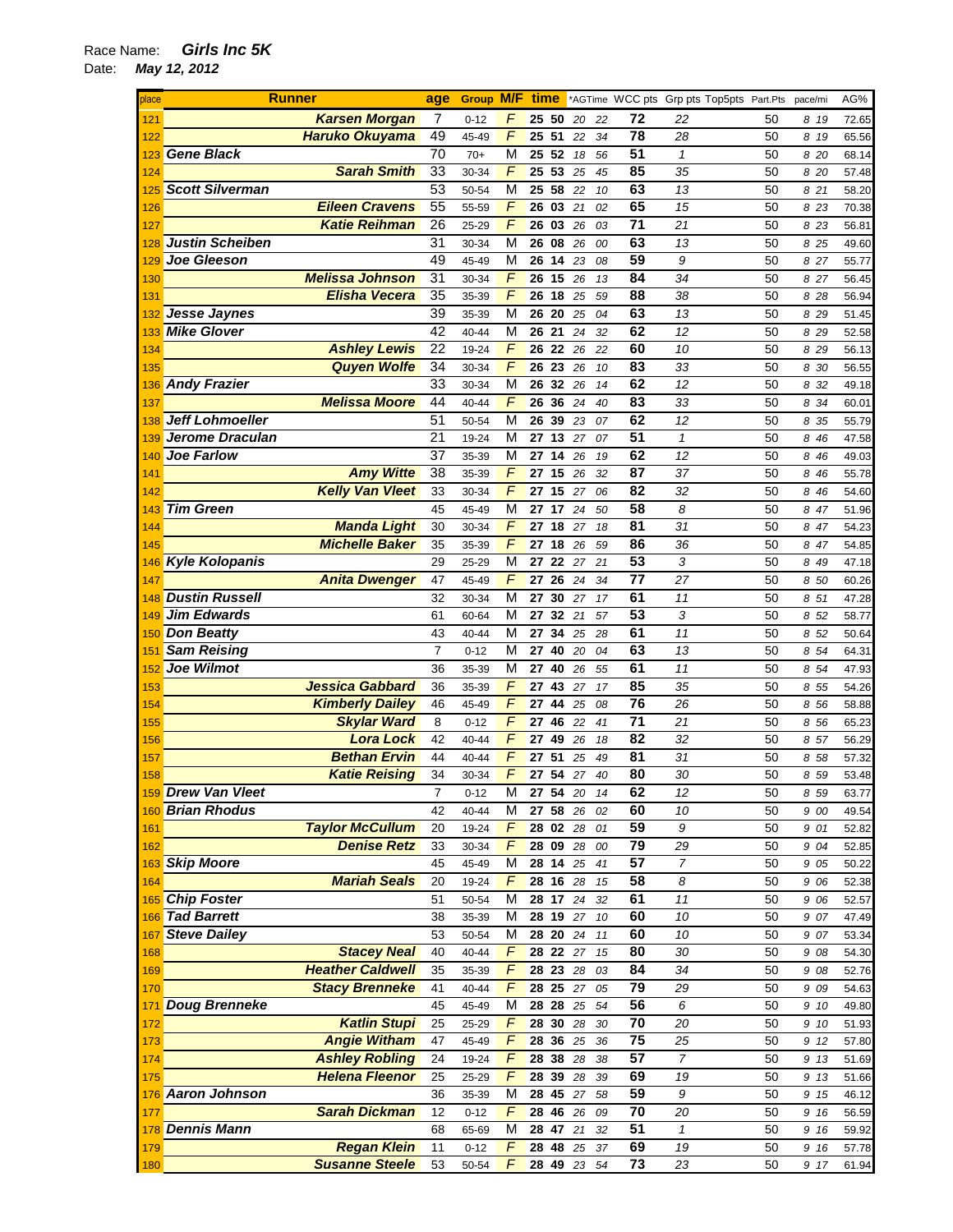Race Name: ***Girls Inc 5K***

Date: ***May 12, 2012***

| place | Runner | age | Group | M/F | time | *AGTime | WCC pts | Grp pts | Top5pts | Part.Pts | pace/mi | AG% |
|---|---|---|---|---|---|---|---|---|---|---|---|---|
| 121 | Karsen Morgan | 7 | 0-12 | F | 25 50 | 20 22 | 72 | 22 | | 50 | 8 19 | 72.65 |
| 122 | Haruko Okuyama | 49 | 45-49 | F | 25 51 | 22 34 | 78 | 28 | | 50 | 8 19 | 65.56 |
| 123 | Gene Black | 70 | 70+ | M | 25 52 | 18 56 | 51 | 1 | | 50 | 8 20 | 68.14 |
| 124 | Sarah Smith | 33 | 30-34 | F | 25 53 | 25 45 | 85 | 35 | | 50 | 8 20 | 57.48 |
| 125 | Scott Silverman | 53 | 50-54 | M | 25 58 | 22 10 | 63 | 13 | | 50 | 8 21 | 58.20 |
| 126 | Eileen Cravens | 55 | 55-59 | F | 26 03 | 21 02 | 65 | 15 | | 50 | 8 23 | 70.38 |
| 127 | Katie Reihman | 26 | 25-29 | F | 26 03 | 26 03 | 71 | 21 | | 50 | 8 23 | 56.81 |
| 128 | Justin Scheiben | 31 | 30-34 | M | 26 08 | 26 00 | 63 | 13 | | 50 | 8 25 | 49.60 |
| 129 | Joe Gleeson | 49 | 45-49 | M | 26 14 | 23 08 | 59 | 9 | | 50 | 8 27 | 55.77 |
| 130 | Melissa Johnson | 31 | 30-34 | F | 26 15 | 26 13 | 84 | 34 | | 50 | 8 27 | 56.45 |
| 131 | Elisha Vecera | 35 | 35-39 | F | 26 18 | 25 59 | 88 | 38 | | 50 | 8 28 | 56.94 |
| 132 | Jesse Jaynes | 39 | 35-39 | M | 26 20 | 25 04 | 63 | 13 | | 50 | 8 29 | 51.45 |
| 133 | Mike Glover | 42 | 40-44 | M | 26 21 | 24 32 | 62 | 12 | | 50 | 8 29 | 52.58 |
| 134 | Ashley Lewis | 22 | 19-24 | F | 26 22 | 26 22 | 60 | 10 | | 50 | 8 29 | 56.13 |
| 135 | Quyen Wolfe | 34 | 30-34 | F | 26 23 | 26 10 | 83 | 33 | | 50 | 8 30 | 56.55 |
| 136 | Andy Frazier | 33 | 30-34 | M | 26 32 | 26 14 | 62 | 12 | | 50 | 8 32 | 49.18 |
| 137 | Melissa Moore | 44 | 40-44 | F | 26 36 | 24 40 | 83 | 33 | | 50 | 8 34 | 60.01 |
| 138 | Jeff Lohmoeller | 51 | 50-54 | M | 26 39 | 23 07 | 62 | 12 | | 50 | 8 35 | 55.79 |
| 139 | Jerome Draculan | 21 | 19-24 | M | 27 13 | 27 07 | 51 | 1 | | 50 | 8 46 | 47.58 |
| 140 | Joe Farlow | 37 | 35-39 | M | 27 14 | 26 19 | 62 | 12 | | 50 | 8 46 | 49.03 |
| 141 | Amy Witte | 38 | 35-39 | F | 27 15 | 26 32 | 87 | 37 | | 50 | 8 46 | 55.78 |
| 142 | Kelly Van Vleet | 33 | 30-34 | F | 27 15 | 27 06 | 82 | 32 | | 50 | 8 46 | 54.60 |
| 143 | Tim Green | 45 | 45-49 | M | 27 17 | 24 50 | 58 | 8 | | 50 | 8 47 | 51.96 |
| 144 | Manda Light | 30 | 30-34 | F | 27 18 | 27 18 | 81 | 31 | | 50 | 8 47 | 54.23 |
| 145 | Michelle Baker | 35 | 35-39 | F | 27 18 | 26 59 | 86 | 36 | | 50 | 8 47 | 54.85 |
| 146 | Kyle Kolopanis | 29 | 25-29 | M | 27 22 | 27 21 | 53 | 3 | | 50 | 8 49 | 47.18 |
| 147 | Anita Dwenger | 47 | 45-49 | F | 27 26 | 24 34 | 77 | 27 | | 50 | 8 50 | 60.26 |
| 148 | Dustin Russell | 32 | 30-34 | M | 27 30 | 27 17 | 61 | 11 | | 50 | 8 51 | 47.28 |
| 149 | Jim Edwards | 61 | 60-64 | M | 27 32 | 21 57 | 53 | 3 | | 50 | 8 52 | 58.77 |
| 150 | Don Beatty | 43 | 40-44 | M | 27 34 | 25 28 | 61 | 11 | | 50 | 8 52 | 50.64 |
| 151 | Sam Reising | 7 | 0-12 | M | 27 40 | 20 04 | 63 | 13 | | 50 | 8 54 | 64.31 |
| 152 | Joe Wilmot | 36 | 35-39 | M | 27 40 | 26 55 | 61 | 11 | | 50 | 8 54 | 47.93 |
| 153 | Jessica Gabbard | 36 | 35-39 | F | 27 43 | 27 17 | 85 | 35 | | 50 | 8 55 | 54.26 |
| 154 | Kimberly Dailey | 46 | 45-49 | F | 27 44 | 25 08 | 76 | 26 | | 50 | 8 56 | 58.88 |
| 155 | Skylar Ward | 8 | 0-12 | F | 27 46 | 22 41 | 71 | 21 | | 50 | 8 56 | 65.23 |
| 156 | Lora Lock | 42 | 40-44 | F | 27 49 | 26 18 | 82 | 32 | | 50 | 8 57 | 56.29 |
| 157 | Bethan Ervin | 44 | 40-44 | F | 27 51 | 25 49 | 81 | 31 | | 50 | 8 58 | 57.32 |
| 158 | Katie Reising | 34 | 30-34 | F | 27 54 | 27 40 | 80 | 30 | | 50 | 8 59 | 53.48 |
| 159 | Drew Van Vleet | 7 | 0-12 | M | 27 54 | 20 14 | 62 | 12 | | 50 | 8 59 | 63.77 |
| 160 | Brian Rhodus | 42 | 40-44 | M | 27 58 | 26 02 | 60 | 10 | | 50 | 9 00 | 49.54 |
| 161 | Taylor McCullum | 20 | 19-24 | F | 28 02 | 28 01 | 59 | 9 | | 50 | 9 01 | 52.82 |
| 162 | Denise Retz | 33 | 30-34 | F | 28 09 | 28 00 | 79 | 29 | | 50 | 9 04 | 52.85 |
| 163 | Skip Moore | 45 | 45-49 | M | 28 14 | 25 41 | 57 | 7 | | 50 | 9 05 | 50.22 |
| 164 | Mariah Seals | 20 | 19-24 | F | 28 16 | 28 15 | 58 | 8 | | 50 | 9 06 | 52.38 |
| 165 | Chip Foster | 51 | 50-54 | M | 28 17 | 24 32 | 61 | 11 | | 50 | 9 06 | 52.57 |
| 166 | Tad Barrett | 38 | 35-39 | M | 28 19 | 27 10 | 60 | 10 | | 50 | 9 07 | 47.49 |
| 167 | Steve Dailey | 53 | 50-54 | M | 28 20 | 24 11 | 60 | 10 | | 50 | 9 07 | 53.34 |
| 168 | Stacey Neal | 40 | 40-44 | F | 28 22 | 27 15 | 80 | 30 | | 50 | 9 08 | 54.30 |
| 169 | Heather Caldwell | 35 | 35-39 | F | 28 23 | 28 03 | 84 | 34 | | 50 | 9 08 | 52.76 |
| 170 | Stacy Brenneke | 41 | 40-44 | F | 28 25 | 27 05 | 79 | 29 | | 50 | 9 09 | 54.63 |
| 171 | Doug Brenneke | 45 | 45-49 | M | 28 28 | 25 54 | 56 | 6 | | 50 | 9 10 | 49.80 |
| 172 | Katlin Stupi | 25 | 25-29 | F | 28 30 | 28 30 | 70 | 20 | | 50 | 9 10 | 51.93 |
| 173 | Angie Witham | 47 | 45-49 | F | 28 36 | 25 36 | 75 | 25 | | 50 | 9 12 | 57.80 |
| 174 | Ashley Robling | 24 | 19-24 | F | 28 38 | 28 38 | 57 | 7 | | 50 | 9 13 | 51.69 |
| 175 | Helena Fleenor | 25 | 25-29 | F | 28 39 | 28 39 | 69 | 19 | | 50 | 9 13 | 51.66 |
| 176 | Aaron Johnson | 36 | 35-39 | M | 28 45 | 27 58 | 59 | 9 | | 50 | 9 15 | 46.12 |
| 177 | Sarah Dickman | 12 | 0-12 | F | 28 46 | 26 09 | 70 | 20 | | 50 | 9 16 | 56.59 |
| 178 | Dennis Mann | 68 | 65-69 | M | 28 47 | 21 32 | 51 | 1 | | 50 | 9 16 | 59.92 |
| 179 | Regan Klein | 11 | 0-12 | F | 28 48 | 25 37 | 69 | 19 | | 50 | 9 16 | 57.78 |
| 180 | Susanne Steele | 53 | 50-54 | F | 28 49 | 23 54 | 73 | 23 | | 50 | 9 17 | 61.94 |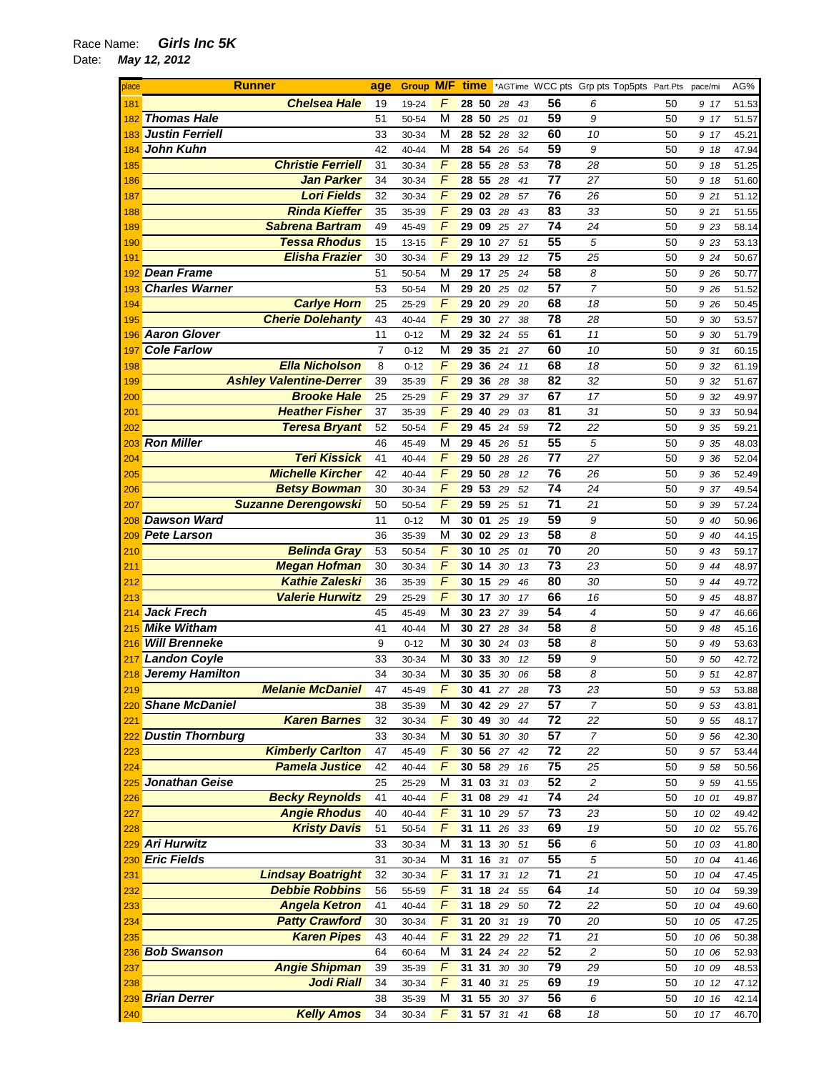Race Name: ***Girls Inc 5K***

Date: ***May 12, 2012***

| place | Runner | age | Group | M/F | time | *AGTime | WCC pts | Grp pts | Top5pts | Part.Pts | pace/mi | AG% |
|---|---|---|---|---|---|---|---|---|---|---|---|---|
| 181 | Chelsea Hale | 19 | 19-24 | F | 28 50 | 28 43 | 56 | 6 | | 50 | 9 17 | 51.53 |
| 182 | Thomas Hale | 51 | 50-54 | M | 28 50 | 25 01 | 59 | 9 | | 50 | 9 17 | 51.57 |
| 183 | Justin Ferriell | 33 | 30-34 | M | 28 52 | 28 32 | 60 | 10 | | 50 | 9 17 | 45.21 |
| 184 | John Kuhn | 42 | 40-44 | M | 28 54 | 26 54 | 59 | 9 | | 50 | 9 18 | 47.94 |
| 185 | Christie Ferriell | 31 | 30-34 | F | 28 55 | 28 53 | 78 | 28 | | 50 | 9 18 | 51.25 |
| 186 | Jan Parker | 34 | 30-34 | F | 28 55 | 28 41 | 77 | 27 | | 50 | 9 18 | 51.60 |
| 187 | Lori Fields | 32 | 30-34 | F | 29 02 | 28 57 | 76 | 26 | | 50 | 9 21 | 51.12 |
| 188 | Rinda Kieffer | 35 | 35-39 | F | 29 03 | 28 43 | 83 | 33 | | 50 | 9 21 | 51.55 |
| 189 | Sabrena Bartram | 49 | 45-49 | F | 29 09 | 25 27 | 74 | 24 | | 50 | 9 23 | 58.14 |
| 190 | Tessa Rhodus | 15 | 13-15 | F | 29 10 | 27 51 | 55 | 5 | | 50 | 9 23 | 53.13 |
| 191 | Elisha Frazier | 30 | 30-34 | F | 29 13 | 29 12 | 75 | 25 | | 50 | 9 24 | 50.67 |
| 192 | Dean Frame | 51 | 50-54 | M | 29 17 | 25 24 | 58 | 8 | | 50 | 9 26 | 50.77 |
| 193 | Charles Warner | 53 | 50-54 | M | 29 20 | 25 02 | 57 | 7 | | 50 | 9 26 | 51.52 |
| 194 | Carlye Horn | 25 | 25-29 | F | 29 20 | 29 20 | 68 | 18 | | 50 | 9 26 | 50.45 |
| 195 | Cherie Dolehanty | 43 | 40-44 | F | 29 30 | 27 38 | 78 | 28 | | 50 | 9 30 | 53.57 |
| 196 | Aaron Glover | 11 | 0-12 | M | 29 32 | 24 55 | 61 | 11 | | 50 | 9 30 | 51.79 |
| 197 | Cole Farlow | 7 | 0-12 | M | 29 35 | 21 27 | 60 | 10 | | 50 | 9 31 | 60.15 |
| 198 | Ella Nicholson | 8 | 0-12 | F | 29 36 | 24 11 | 68 | 18 | | 50 | 9 32 | 61.19 |
| 199 | Ashley Valentine-Derrer | 39 | 35-39 | F | 29 36 | 28 38 | 82 | 32 | | 50 | 9 32 | 51.67 |
| 200 | Brooke Hale | 25 | 25-29 | F | 29 37 | 29 37 | 67 | 17 | | 50 | 9 32 | 49.97 |
| 201 | Heather Fisher | 37 | 35-39 | F | 29 40 | 29 03 | 81 | 31 | | 50 | 9 33 | 50.94 |
| 202 | Teresa Bryant | 52 | 50-54 | F | 29 45 | 24 59 | 72 | 22 | | 50 | 9 35 | 59.21 |
| 203 | Ron Miller | 46 | 45-49 | M | 29 45 | 26 51 | 55 | 5 | | 50 | 9 35 | 48.03 |
| 204 | Teri Kissick | 41 | 40-44 | F | 29 50 | 28 26 | 77 | 27 | | 50 | 9 36 | 52.04 |
| 205 | Michelle Kircher | 42 | 40-44 | F | 29 50 | 28 12 | 76 | 26 | | 50 | 9 36 | 52.49 |
| 206 | Betsy Bowman | 30 | 30-34 | F | 29 53 | 29 52 | 74 | 24 | | 50 | 9 37 | 49.54 |
| 207 | Suzanne Derengowski | 50 | 50-54 | F | 29 59 | 25 51 | 71 | 21 | | 50 | 9 39 | 57.24 |
| 208 | Dawson Ward | 11 | 0-12 | M | 30 01 | 25 19 | 59 | 9 | | 50 | 9 40 | 50.96 |
| 209 | Pete Larson | 36 | 35-39 | M | 30 02 | 29 13 | 58 | 8 | | 50 | 9 40 | 44.15 |
| 210 | Belinda Gray | 53 | 50-54 | F | 30 10 | 25 01 | 70 | 20 | | 50 | 9 43 | 59.17 |
| 211 | Megan Hofman | 30 | 30-34 | F | 30 14 | 30 13 | 73 | 23 | | 50 | 9 44 | 48.97 |
| 212 | Kathie Zaleski | 36 | 35-39 | F | 30 15 | 29 46 | 80 | 30 | | 50 | 9 44 | 49.72 |
| 213 | Valerie Hurwitz | 29 | 25-29 | F | 30 17 | 30 17 | 66 | 16 | | 50 | 9 45 | 48.87 |
| 214 | Jack Frech | 45 | 45-49 | M | 30 23 | 27 39 | 54 | 4 | | 50 | 9 47 | 46.66 |
| 215 | Mike Witham | 41 | 40-44 | M | 30 27 | 28 34 | 58 | 8 | | 50 | 9 48 | 45.16 |
| 216 | Will Brenneke | 9 | 0-12 | M | 30 30 | 24 03 | 58 | 8 | | 50 | 9 49 | 53.63 |
| 217 | Landon Coyle | 33 | 30-34 | M | 30 33 | 30 12 | 59 | 9 | | 50 | 9 50 | 42.72 |
| 218 | Jeremy Hamilton | 34 | 30-34 | M | 30 35 | 30 06 | 58 | 8 | | 50 | 9 51 | 42.87 |
| 219 | Melanie McDaniel | 47 | 45-49 | F | 30 41 | 27 28 | 73 | 23 | | 50 | 9 53 | 53.88 |
| 220 | Shane McDaniel | 38 | 35-39 | M | 30 42 | 29 27 | 57 | 7 | | 50 | 9 53 | 43.81 |
| 221 | Karen Barnes | 32 | 30-34 | F | 30 49 | 30 44 | 72 | 22 | | 50 | 9 55 | 48.17 |
| 222 | Dustin Thornburg | 33 | 30-34 | M | 30 51 | 30 30 | 57 | 7 | | 50 | 9 56 | 42.30 |
| 223 | Kimberly Carlton | 47 | 45-49 | F | 30 56 | 27 42 | 72 | 22 | | 50 | 9 57 | 53.44 |
| 224 | Pamela Justice | 42 | 40-44 | F | 30 58 | 29 16 | 75 | 25 | | 50 | 9 58 | 50.56 |
| 225 | Jonathan Geise | 25 | 25-29 | M | 31 03 | 31 03 | 52 | 2 | | 50 | 9 59 | 41.55 |
| 226 | Becky Reynolds | 41 | 40-44 | F | 31 08 | 29 41 | 74 | 24 | | 50 | 10 01 | 49.87 |
| 227 | Angie Rhodus | 40 | 40-44 | F | 31 10 | 29 57 | 73 | 23 | | 50 | 10 02 | 49.42 |
| 228 | Kristy Davis | 51 | 50-54 | F | 31 11 | 26 33 | 69 | 19 | | 50 | 10 02 | 55.76 |
| 229 | Ari Hurwitz | 33 | 30-34 | M | 31 13 | 30 51 | 56 | 6 | | 50 | 10 03 | 41.80 |
| 230 | Eric Fields | 31 | 30-34 | M | 31 16 | 31 07 | 55 | 5 | | 50 | 10 04 | 41.46 |
| 231 | Lindsay Boatright | 32 | 30-34 | F | 31 17 | 31 12 | 71 | 21 | | 50 | 10 04 | 47.45 |
| 232 | Debbie Robbins | 56 | 55-59 | F | 31 18 | 24 55 | 64 | 14 | | 50 | 10 04 | 59.39 |
| 233 | Angela Ketron | 41 | 40-44 | F | 31 18 | 29 50 | 72 | 22 | | 50 | 10 04 | 49.60 |
| 234 | Patty Crawford | 30 | 30-34 | F | 31 20 | 31 19 | 70 | 20 | | 50 | 10 05 | 47.25 |
| 235 | Karen Pipes | 43 | 40-44 | F | 31 22 | 29 22 | 71 | 21 | | 50 | 10 06 | 50.38 |
| 236 | Bob Swanson | 64 | 60-64 | M | 31 24 | 24 22 | 52 | 2 | | 50 | 10 06 | 52.93 |
| 237 | Angie Shipman | 39 | 35-39 | F | 31 31 | 30 30 | 79 | 29 | | 50 | 10 09 | 48.53 |
| 238 | Jodi Riall | 34 | 30-34 | F | 31 40 | 31 25 | 69 | 19 | | 50 | 10 12 | 47.12 |
| 239 | Brian Derrer | 38 | 35-39 | M | 31 55 | 30 37 | 56 | 6 | | 50 | 10 16 | 42.14 |
| 240 | Kelly Amos | 34 | 30-34 | F | 31 57 | 31 41 | 68 | 18 | | 50 | 10 17 | 46.70 |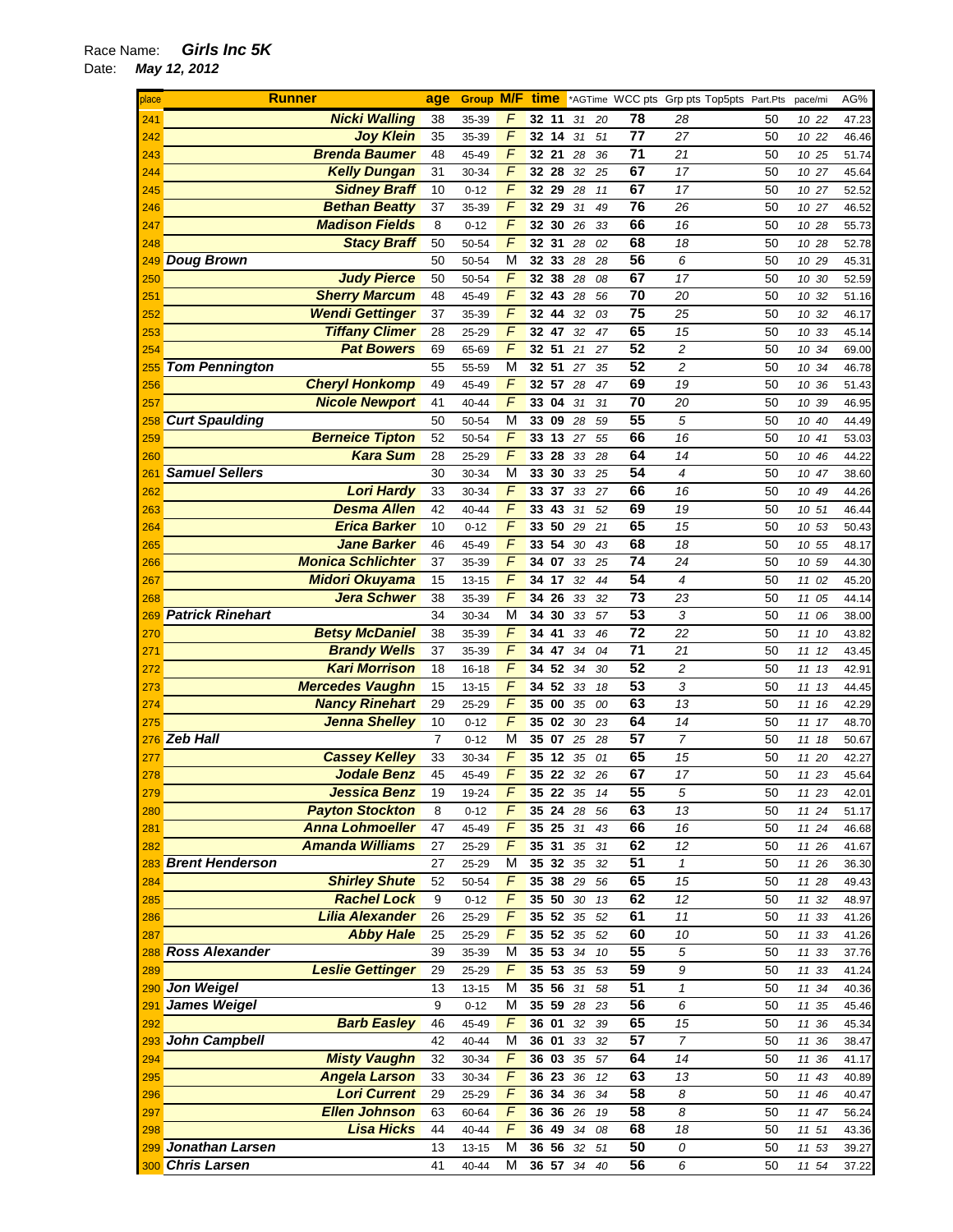Race Name: ***Girls Inc 5K***

Date: ***May 12, 2012***

| place | Runner | age | Group | M/F | time | | *AGTime | | WCC pts | Grp pts | Top5pts | Part.Pts | pace/mi | | AG% |
|---|---|---|---|---|---|---|---|---|---|---|---|---|---|---|---|
| 241 | Nicki Walling | 38 | 35-39 | F | 32 | 11 | 31 | 20 | 78 | 28 | | 50 | 10 | 22 | 47.23 |
| 242 | Joy Klein | 35 | 35-39 | F | 32 | 14 | 31 | 51 | 77 | 27 | | 50 | 10 | 22 | 46.46 |
| 243 | Brenda Baumer | 48 | 45-49 | F | 32 | 21 | 28 | 36 | 71 | 21 | | 50 | 10 | 25 | 51.74 |
| 244 | Kelly Dungan | 31 | 30-34 | F | 32 | 28 | 32 | 25 | 67 | 17 | | 50 | 10 | 27 | 45.64 |
| 245 | Sidney Braff | 10 | 0-12 | F | 32 | 29 | 28 | 11 | 67 | 17 | | 50 | 10 | 27 | 52.52 |
| 246 | Bethan Beatty | 37 | 35-39 | F | 32 | 29 | 31 | 49 | 76 | 26 | | 50 | 10 | 27 | 46.52 |
| 247 | Madison Fields | 8 | 0-12 | F | 32 | 30 | 26 | 33 | 66 | 16 | | 50 | 10 | 28 | 55.73 |
| 248 | Stacy Braff | 50 | 50-54 | F | 32 | 31 | 28 | 02 | 68 | 18 | | 50 | 10 | 28 | 52.78 |
| 249 | Doug Brown | 50 | 50-54 | M | 32 | 33 | 28 | 28 | 56 | 6 | | 50 | 10 | 29 | 45.31 |
| 250 | Judy Pierce | 50 | 50-54 | F | 32 | 38 | 28 | 08 | 67 | 17 | | 50 | 10 | 30 | 52.59 |
| 251 | Sherry Marcum | 48 | 45-49 | F | 32 | 43 | 28 | 56 | 70 | 20 | | 50 | 10 | 32 | 51.16 |
| 252 | Wendi Gettinger | 37 | 35-39 | F | 32 | 44 | 32 | 03 | 75 | 25 | | 50 | 10 | 32 | 46.17 |
| 253 | Tiffany Climer | 28 | 25-29 | F | 32 | 47 | 32 | 47 | 65 | 15 | | 50 | 10 | 33 | 45.14 |
| 254 | Pat Bowers | 69 | 65-69 | F | 32 | 51 | 21 | 27 | 52 | 2 | | 50 | 10 | 34 | 69.00 |
| 255 | Tom Pennington | 55 | 55-59 | M | 32 | 51 | 27 | 35 | 52 | 2 | | 50 | 10 | 34 | 46.78 |
| 256 | Cheryl Honkomp | 49 | 45-49 | F | 32 | 57 | 28 | 47 | 69 | 19 | | 50 | 10 | 36 | 51.43 |
| 257 | Nicole Newport | 41 | 40-44 | F | 33 | 04 | 31 | 31 | 70 | 20 | | 50 | 10 | 39 | 46.95 |
| 258 | Curt Spaulding | 50 | 50-54 | M | 33 | 09 | 28 | 59 | 55 | 5 | | 50 | 10 | 40 | 44.49 |
| 259 | Berneice Tipton | 52 | 50-54 | F | 33 | 13 | 27 | 55 | 66 | 16 | | 50 | 10 | 41 | 53.03 |
| 260 | Kara Sum | 28 | 25-29 | F | 33 | 28 | 33 | 28 | 64 | 14 | | 50 | 10 | 46 | 44.22 |
| 261 | Samuel Sellers | 30 | 30-34 | M | 33 | 30 | 33 | 25 | 54 | 4 | | 50 | 10 | 47 | 38.60 |
| 262 | Lori Hardy | 33 | 30-34 | F | 33 | 37 | 33 | 27 | 66 | 16 | | 50 | 10 | 49 | 44.26 |
| 263 | Desma Allen | 42 | 40-44 | F | 33 | 43 | 31 | 52 | 69 | 19 | | 50 | 10 | 51 | 46.44 |
| 264 | Erica Barker | 10 | 0-12 | F | 33 | 50 | 29 | 21 | 65 | 15 | | 50 | 10 | 53 | 50.43 |
| 265 | Jane Barker | 46 | 45-49 | F | 33 | 54 | 30 | 43 | 68 | 18 | | 50 | 10 | 55 | 48.17 |
| 266 | Monica Schlichter | 37 | 35-39 | F | 34 | 07 | 33 | 25 | 74 | 24 | | 50 | 10 | 59 | 44.30 |
| 267 | Midori Okuyama | 15 | 13-15 | F | 34 | 17 | 32 | 44 | 54 | 4 | | 50 | 11 | 02 | 45.20 |
| 268 | Jera Schwer | 38 | 35-39 | F | 34 | 26 | 33 | 32 | 73 | 23 | | 50 | 11 | 05 | 44.14 |
| 269 | Patrick Rinehart | 34 | 30-34 | M | 34 | 30 | 33 | 57 | 53 | 3 | | 50 | 11 | 06 | 38.00 |
| 270 | Betsy McDaniel | 38 | 35-39 | F | 34 | 41 | 33 | 46 | 72 | 22 | | 50 | 11 | 10 | 43.82 |
| 271 | Brandy Wells | 37 | 35-39 | F | 34 | 47 | 34 | 04 | 71 | 21 | | 50 | 11 | 12 | 43.45 |
| 272 | Kari Morrison | 18 | 16-18 | F | 34 | 52 | 34 | 30 | 52 | 2 | | 50 | 11 | 13 | 42.91 |
| 273 | Mercedes Vaughn | 15 | 13-15 | F | 34 | 52 | 33 | 18 | 53 | 3 | | 50 | 11 | 13 | 44.45 |
| 274 | Nancy Rinehart | 29 | 25-29 | F | 35 | 00 | 35 | 00 | 63 | 13 | | 50 | 11 | 16 | 42.29 |
| 275 | Jenna Shelley | 10 | 0-12 | F | 35 | 02 | 30 | 23 | 64 | 14 | | 50 | 11 | 17 | 48.70 |
| 276 | Zeb Hall | 7 | 0-12 | M | 35 | 07 | 25 | 28 | 57 | 7 | | 50 | 11 | 18 | 50.67 |
| 277 | Cassey Kelley | 33 | 30-34 | F | 35 | 12 | 35 | 01 | 65 | 15 | | 50 | 11 | 20 | 42.27 |
| 278 | Jodale Benz | 45 | 45-49 | F | 35 | 22 | 32 | 26 | 67 | 17 | | 50 | 11 | 23 | 45.64 |
| 279 | Jessica Benz | 19 | 19-24 | F | 35 | 22 | 35 | 14 | 55 | 5 | | 50 | 11 | 23 | 42.01 |
| 280 | Payton Stockton | 8 | 0-12 | F | 35 | 24 | 28 | 56 | 63 | 13 | | 50 | 11 | 24 | 51.17 |
| 281 | Anna Lohmoeller | 47 | 45-49 | F | 35 | 25 | 31 | 43 | 66 | 16 | | 50 | 11 | 24 | 46.68 |
| 282 | Amanda Williams | 27 | 25-29 | F | 35 | 31 | 35 | 31 | 62 | 12 | | 50 | 11 | 26 | 41.67 |
| 283 | Brent Henderson | 27 | 25-29 | M | 35 | 32 | 35 | 32 | 51 | 1 | | 50 | 11 | 26 | 36.30 |
| 284 | Shirley Shute | 52 | 50-54 | F | 35 | 38 | 29 | 56 | 65 | 15 | | 50 | 11 | 28 | 49.43 |
| 285 | Rachel Lock | 9 | 0-12 | F | 35 | 50 | 30 | 13 | 62 | 12 | | 50 | 11 | 32 | 48.97 |
| 286 | Lilia Alexander | 26 | 25-29 | F | 35 | 52 | 35 | 52 | 61 | 11 | | 50 | 11 | 33 | 41.26 |
| 287 | Abby Hale | 25 | 25-29 | F | 35 | 52 | 35 | 52 | 60 | 10 | | 50 | 11 | 33 | 41.26 |
| 288 | Ross Alexander | 39 | 35-39 | M | 35 | 53 | 34 | 10 | 55 | 5 | | 50 | 11 | 33 | 37.76 |
| 289 | Leslie Gettinger | 29 | 25-29 | F | 35 | 53 | 35 | 53 | 59 | 9 | | 50 | 11 | 33 | 41.24 |
| 290 | Jon Weigel | 13 | 13-15 | M | 35 | 56 | 31 | 58 | 51 | 1 | | 50 | 11 | 34 | 40.36 |
| 291 | James Weigel | 9 | 0-12 | M | 35 | 59 | 28 | 23 | 56 | 6 | | 50 | 11 | 35 | 45.46 |
| 292 | Barb Easley | 46 | 45-49 | F | 36 | 01 | 32 | 39 | 65 | 15 | | 50 | 11 | 36 | 45.34 |
| 293 | John Campbell | 42 | 40-44 | M | 36 | 01 | 33 | 32 | 57 | 7 | | 50 | 11 | 36 | 38.47 |
| 294 | Misty Vaughn | 32 | 30-34 | F | 36 | 03 | 35 | 57 | 64 | 14 | | 50 | 11 | 36 | 41.17 |
| 295 | Angela Larson | 33 | 30-34 | F | 36 | 23 | 36 | 12 | 63 | 13 | | 50 | 11 | 43 | 40.89 |
| 296 | Lori Current | 29 | 25-29 | F | 36 | 34 | 36 | 34 | 58 | 8 | | 50 | 11 | 46 | 40.47 |
| 297 | Ellen Johnson | 63 | 60-64 | F | 36 | 36 | 26 | 19 | 58 | 8 | | 50 | 11 | 47 | 56.24 |
| 298 | Lisa Hicks | 44 | 40-44 | F | 36 | 49 | 34 | 08 | 68 | 18 | | 50 | 11 | 51 | 43.36 |
| 299 | Jonathan Larsen | 13 | 13-15 | M | 36 | 56 | 32 | 51 | 50 | 0 | | 50 | 11 | 53 | 39.27 |
| 300 | Chris Larsen | 41 | 40-44 | M | 36 | 57 | 34 | 40 | 56 | 6 | | 50 | 11 | 54 | 37.22 |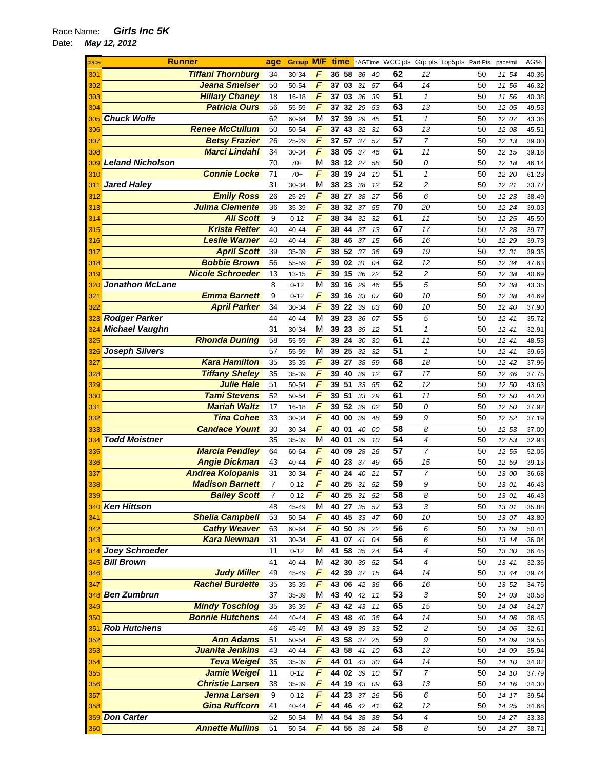Race Name: ***Girls Inc 5K***

Date: ***May 12, 2012***

| place | Runner | age | Group | M/F | time | *AGTime | WCC pts | Grp pts | Top5pts | Part.Pts | pace/mi | AG% |
|---|---|---|---|---|---|---|---|---|---|---|---|---|
| 301 | Tiffani Thornburg | 34 | 30-34 | F | 36 58 | 36 40 | 62 | 12 | | 50 | 11 54 | 40.36 |
| 302 | Jeana Smelser | 50 | 50-54 | F | 37 03 | 31 57 | 64 | 14 | | 50 | 11 56 | 46.32 |
| 303 | Hillary Chaney | 18 | 16-18 | F | 37 03 | 36 39 | 51 | 1 | | 50 | 11 56 | 40.38 |
| 304 | Patricia Ours | 56 | 55-59 | F | 37 32 | 29 53 | 63 | 13 | | 50 | 12 05 | 49.53 |
| 305 | Chuck Wolfe | 62 | 60-64 | M | 37 39 | 29 45 | 51 | 1 | | 50 | 12 07 | 43.36 |
| 306 | Renee McCullum | 50 | 50-54 | F | 37 43 | 32 31 | 63 | 13 | | 50 | 12 08 | 45.51 |
| 307 | Betsy Frazier | 26 | 25-29 | F | 37 57 | 37 57 | 57 | 7 | | 50 | 12 13 | 39.00 |
| 308 | Marci Lindahl | 34 | 30-34 | F | 38 05 | 37 46 | 61 | 11 | | 50 | 12 15 | 39.18 |
| 309 | Leland Nicholson | 70 | 70+ | M | 38 12 | 27 58 | 50 | 0 | | 50 | 12 18 | 46.14 |
| 310 | Connie Locke | 71 | 70+ | F | 38 19 | 24 10 | 51 | 1 | | 50 | 12 20 | 61.23 |
| 311 | Jared Haley | 31 | 30-34 | M | 38 23 | 38 12 | 52 | 2 | | 50 | 12 21 | 33.77 |
| 312 | Emily Ross | 26 | 25-29 | F | 38 27 | 38 27 | 56 | 6 | | 50 | 12 23 | 38.49 |
| 313 | Julma Clemente | 36 | 35-39 | F | 38 32 | 37 55 | 70 | 20 | | 50 | 12 24 | 39.03 |
| 314 | Ali Scott | 9 | 0-12 | F | 38 34 | 32 32 | 61 | 11 | | 50 | 12 25 | 45.50 |
| 315 | Krista Retter | 40 | 40-44 | F | 38 44 | 37 13 | 67 | 17 | | 50 | 12 28 | 39.77 |
| 316 | Leslie Warner | 40 | 40-44 | F | 38 46 | 37 15 | 66 | 16 | | 50 | 12 29 | 39.73 |
| 317 | April Scott | 39 | 35-39 | F | 38 52 | 37 36 | 69 | 19 | | 50 | 12 31 | 39.35 |
| 318 | Bobbie Brown | 56 | 55-59 | F | 39 02 | 31 04 | 62 | 12 | | 50 | 12 34 | 47.63 |
| 319 | Nicole Schroeder | 13 | 13-15 | F | 39 15 | 36 22 | 52 | 2 | | 50 | 12 38 | 40.69 |
| 320 | Jonathon McLane | 8 | 0-12 | M | 39 16 | 29 46 | 55 | 5 | | 50 | 12 38 | 43.35 |
| 321 | Emma Barnett | 9 | 0-12 | F | 39 16 | 33 07 | 60 | 10 | | 50 | 12 38 | 44.69 |
| 322 | April Parker | 34 | 30-34 | F | 39 22 | 39 03 | 60 | 10 | | 50 | 12 40 | 37.90 |
| 323 | Rodger Parker | 44 | 40-44 | M | 39 23 | 36 07 | 55 | 5 | | 50 | 12 41 | 35.72 |
| 324 | Michael Vaughn | 31 | 30-34 | M | 39 23 | 39 12 | 51 | 1 | | 50 | 12 41 | 32.91 |
| 325 | Rhonda Duning | 58 | 55-59 | F | 39 24 | 30 30 | 61 | 11 | | 50 | 12 41 | 48.53 |
| 326 | Joseph Silvers | 57 | 55-59 | M | 39 25 | 32 32 | 51 | 1 | | 50 | 12 41 | 39.65 |
| 327 | Kara Hamilton | 35 | 35-39 | F | 39 27 | 38 59 | 68 | 18 | | 50 | 12 42 | 37.96 |
| 328 | Tiffany Sheley | 35 | 35-39 | F | 39 40 | 39 12 | 67 | 17 | | 50 | 12 46 | 37.75 |
| 329 | Julie Hale | 51 | 50-54 | F | 39 51 | 33 55 | 62 | 12 | | 50 | 12 50 | 43.63 |
| 330 | Tami Stevens | 52 | 50-54 | F | 39 51 | 33 29 | 61 | 11 | | 50 | 12 50 | 44.20 |
| 331 | Mariah Waltz | 17 | 16-18 | F | 39 52 | 39 02 | 50 | 0 | | 50 | 12 50 | 37.92 |
| 332 | Tina Cohee | 33 | 30-34 | F | 40 00 | 39 48 | 59 | 9 | | 50 | 12 52 | 37.19 |
| 333 | Candace Yount | 30 | 30-34 | F | 40 01 | 40 00 | 58 | 8 | | 50 | 12 53 | 37.00 |
| 334 | Todd Moistner | 35 | 35-39 | M | 40 01 | 39 10 | 54 | 4 | | 50 | 12 53 | 32.93 |
| 335 | Marcia Pendley | 64 | 60-64 | F | 40 09 | 28 26 | 57 | 7 | | 50 | 12 55 | 52.06 |
| 336 | Angie Dickman | 43 | 40-44 | F | 40 23 | 37 49 | 65 | 15 | | 50 | 12 59 | 39.13 |
| 337 | Andrea Kolopanis | 31 | 30-34 | F | 40 24 | 40 21 | 57 | 7 | | 50 | 13 00 | 36.68 |
| 338 | Madison Barnett | 7 | 0-12 | F | 40 25 | 31 52 | 59 | 9 | | 50 | 13 01 | 46.43 |
| 339 | Bailey Scott | 7 | 0-12 | F | 40 25 | 31 52 | 58 | 8 | | 50 | 13 01 | 46.43 |
| 340 | Ken Hittson | 48 | 45-49 | M | 40 27 | 35 57 | 53 | 3 | | 50 | 13 01 | 35.88 |
| 341 | Shelia Campbell | 53 | 50-54 | F | 40 45 | 33 47 | 60 | 10 | | 50 | 13 07 | 43.80 |
| 342 | Cathy Weaver | 63 | 60-64 | F | 40 50 | 29 22 | 56 | 6 | | 50 | 13 09 | 50.41 |
| 343 | Kara Newman | 31 | 30-34 | F | 41 07 | 41 04 | 56 | 6 | | 50 | 13 14 | 36.04 |
| 344 | Joey Schroeder | 11 | 0-12 | M | 41 58 | 35 24 | 54 | 4 | | 50 | 13 30 | 36.45 |
| 345 | Bill Brown | 41 | 40-44 | M | 42 30 | 39 52 | 54 | 4 | | 50 | 13 41 | 32.36 |
| 346 | Judy Miller | 49 | 45-49 | F | 42 39 | 37 15 | 64 | 14 | | 50 | 13 44 | 39.74 |
| 347 | Rachel Burdette | 35 | 35-39 | F | 43 06 | 42 36 | 66 | 16 | | 50 | 13 52 | 34.75 |
| 348 | Ben Zumbrun | 37 | 35-39 | M | 43 40 | 42 11 | 53 | 3 | | 50 | 14 03 | 30.58 |
| 349 | Mindy Toschlog | 35 | 35-39 | F | 43 42 | 43 11 | 65 | 15 | | 50 | 14 04 | 34.27 |
| 350 | Bonnie Hutchens | 44 | 40-44 | F | 43 48 | 40 36 | 64 | 14 | | 50 | 14 06 | 36.45 |
| 351 | Rob Hutchens | 46 | 45-49 | M | 43 49 | 39 33 | 52 | 2 | | 50 | 14 06 | 32.61 |
| 352 | Ann Adams | 51 | 50-54 | F | 43 58 | 37 25 | 59 | 9 | | 50 | 14 09 | 39.55 |
| 353 | Juanita Jenkins | 43 | 40-44 | F | 43 58 | 41 10 | 63 | 13 | | 50 | 14 09 | 35.94 |
| 354 | Teva Weigel | 35 | 35-39 | F | 44 01 | 43 30 | 64 | 14 | | 50 | 14 10 | 34.02 |
| 355 | Jamie Weigel | 11 | 0-12 | F | 44 02 | 39 10 | 57 | 7 | | 50 | 14 10 | 37.79 |
| 356 | Christie Larsen | 38 | 35-39 | F | 44 19 | 43 09 | 63 | 13 | | 50 | 14 16 | 34.30 |
| 357 | Jenna Larsen | 9 | 0-12 | F | 44 23 | 37 26 | 56 | 6 | | 50 | 14 17 | 39.54 |
| 358 | Gina Ruffcorn | 41 | 40-44 | F | 44 46 | 42 41 | 62 | 12 | | 50 | 14 25 | 34.68 |
| 359 | Don Carter | 52 | 50-54 | M | 44 54 | 38 38 | 54 | 4 | | 50 | 14 27 | 33.38 |
| 360 | Annette Mullins | 51 | 50-54 | F | 44 55 | 38 14 | 58 | 8 | | 50 | 14 27 | 38.71 |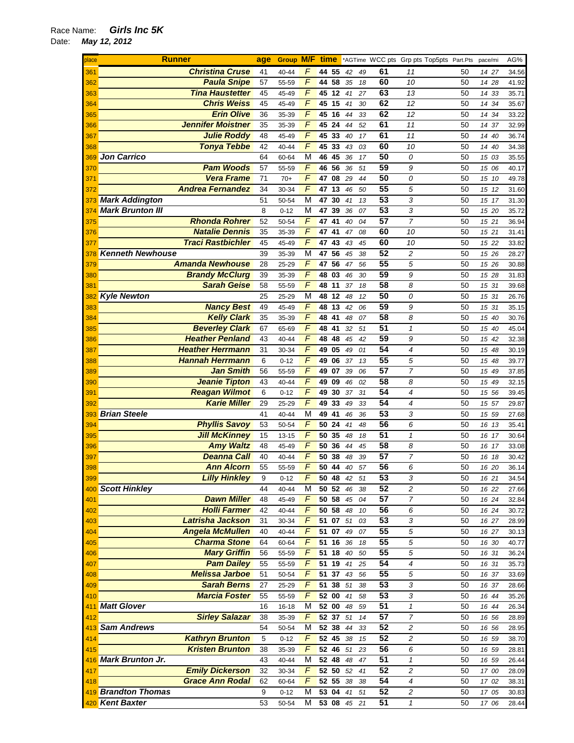Race Name: **Girls Inc 5K**
Date: **May 12, 2012**

| place | Runner | age | Group | M/F | time | | *AGTime | | WCC pts | Grp pts | Top5pts | Part.Pts | pace/mi | | AG% |
|---|---|---|---|---|---|---|---|---|---|---|---|---|---|---|---|
| 361 | Christina Cruse | 41 | 40-44 | F | 44 | 55 | 42 | 49 | 61 | 11 | | 50 | 14 | 27 | 34.56 |
| 362 | Paula Snipe | 57 | 55-59 | F | 44 | 58 | 35 | 18 | 60 | 10 | | 50 | 14 | 28 | 41.92 |
| 363 | Tina Haustetter | 45 | 45-49 | F | 45 | 12 | 41 | 27 | 63 | 13 | | 50 | 14 | 33 | 35.71 |
| 364 | Chris Weiss | 45 | 45-49 | F | 45 | 15 | 41 | 30 | 62 | 12 | | 50 | 14 | 34 | 35.67 |
| 365 | Erin Olive | 36 | 35-39 | F | 45 | 16 | 44 | 33 | 62 | 12 | | 50 | 14 | 34 | 33.22 |
| 366 | Jennifer Moistner | 35 | 35-39 | F | 45 | 24 | 44 | 52 | 61 | 11 | | 50 | 14 | 37 | 32.99 |
| 367 | Julie Roddy | 48 | 45-49 | F | 45 | 33 | 40 | 17 | 61 | 11 | | 50 | 14 | 40 | 36.74 |
| 368 | Tonya Tebbe | 42 | 40-44 | F | 45 | 33 | 43 | 03 | 60 | 10 | | 50 | 14 | 40 | 34.38 |
| 369 | Jon Carrico | 64 | 60-64 | M | 46 | 45 | 36 | 17 | 50 | 0 | | 50 | 15 | 03 | 35.55 |
| 370 | Pam Woods | 57 | 55-59 | F | 46 | 56 | 36 | 51 | 59 | 9 | | 50 | 15 | 06 | 40.17 |
| 371 | Vera Frame | 71 | 70+ | F | 47 | 08 | 29 | 44 | 50 | 0 | | 50 | 15 | 10 | 49.78 |
| 372 | Andrea Fernandez | 34 | 30-34 | F | 47 | 13 | 46 | 50 | 55 | 5 | | 50 | 15 | 12 | 31.60 |
| 373 | Mark Addington | 51 | 50-54 | M | 47 | 30 | 41 | 13 | 53 | 3 | | 50 | 15 | 17 | 31.30 |
| 374 | Mark Brunton III | 8 | 0-12 | M | 47 | 39 | 36 | 07 | 53 | 3 | | 50 | 15 | 20 | 35.72 |
| 375 | Rhonda Rohrer | 52 | 50-54 | F | 47 | 41 | 40 | 04 | 57 | 7 | | 50 | 15 | 21 | 36.94 |
| 376 | Natalie Dennis | 35 | 35-39 | F | 47 | 41 | 47 | 08 | 60 | 10 | | 50 | 15 | 21 | 31.41 |
| 377 | Traci Rastbichler | 45 | 45-49 | F | 47 | 43 | 43 | 45 | 60 | 10 | | 50 | 15 | 22 | 33.82 |
| 378 | Kenneth Newhouse | 39 | 35-39 | M | 47 | 56 | 45 | 38 | 52 | 2 | | 50 | 15 | 26 | 28.27 |
| 379 | Amanda Newhouse | 28 | 25-29 | F | 47 | 56 | 47 | 56 | 55 | 5 | | 50 | 15 | 26 | 30.88 |
| 380 | Brandy McClurg | 39 | 35-39 | F | 48 | 03 | 46 | 30 | 59 | 9 | | 50 | 15 | 28 | 31.83 |
| 381 | Sarah Geise | 58 | 55-59 | F | 48 | 11 | 37 | 18 | 58 | 8 | | 50 | 15 | 31 | 39.68 |
| 382 | Kyle Newton | 25 | 25-29 | M | 48 | 12 | 48 | 12 | 50 | 0 | | 50 | 15 | 31 | 26.76 |
| 383 | Nancy Best | 49 | 45-49 | F | 48 | 13 | 42 | 06 | 59 | 9 | | 50 | 15 | 31 | 35.15 |
| 384 | Kelly Clark | 35 | 35-39 | F | 48 | 41 | 48 | 07 | 58 | 8 | | 50 | 15 | 40 | 30.76 |
| 385 | Beverley Clark | 67 | 65-69 | F | 48 | 41 | 32 | 51 | 51 | 1 | | 50 | 15 | 40 | 45.04 |
| 386 | Heather Penland | 43 | 40-44 | F | 48 | 48 | 45 | 42 | 59 | 9 | | 50 | 15 | 42 | 32.38 |
| 387 | Heather Herrmann | 31 | 30-34 | F | 49 | 05 | 49 | 01 | 54 | 4 | | 50 | 15 | 48 | 30.19 |
| 388 | Hannah Herrmann | 6 | 0-12 | F | 49 | 06 | 37 | 13 | 55 | 5 | | 50 | 15 | 48 | 39.77 |
| 389 | Jan Smith | 56 | 55-59 | F | 49 | 07 | 39 | 06 | 57 | 7 | | 50 | 15 | 49 | 37.85 |
| 390 | Jeanie Tipton | 43 | 40-44 | F | 49 | 09 | 46 | 02 | 58 | 8 | | 50 | 15 | 49 | 32.15 |
| 391 | Reagan Wilmot | 6 | 0-12 | F | 49 | 30 | 37 | 31 | 54 | 4 | | 50 | 15 | 56 | 39.45 |
| 392 | Karie Miller | 29 | 25-29 | F | 49 | 33 | 49 | 33 | 54 | 4 | | 50 | 15 | 57 | 29.87 |
| 393 | Brian Steele | 41 | 40-44 | M | 49 | 41 | 46 | 36 | 53 | 3 | | 50 | 15 | 59 | 27.68 |
| 394 | Phyllis Savoy | 53 | 50-54 | F | 50 | 24 | 41 | 48 | 56 | 6 | | 50 | 16 | 13 | 35.41 |
| 395 | Jill McKinney | 15 | 13-15 | F | 50 | 35 | 48 | 18 | 51 | 1 | | 50 | 16 | 17 | 30.64 |
| 396 | Amy Waltz | 48 | 45-49 | F | 50 | 36 | 44 | 45 | 58 | 8 | | 50 | 16 | 17 | 33.08 |
| 397 | Deanna Call | 40 | 40-44 | F | 50 | 38 | 48 | 39 | 57 | 7 | | 50 | 16 | 18 | 30.42 |
| 398 | Ann Alcorn | 55 | 55-59 | F | 50 | 44 | 40 | 57 | 56 | 6 | | 50 | 16 | 20 | 36.14 |
| 399 | Lilly Hinkley | 9 | 0-12 | F | 50 | 48 | 42 | 51 | 53 | 3 | | 50 | 16 | 21 | 34.54 |
| 400 | Scott Hinkley | 44 | 40-44 | M | 50 | 52 | 46 | 38 | 52 | 2 | | 50 | 16 | 22 | 27.66 |
| 401 | Dawn Miller | 48 | 45-49 | F | 50 | 58 | 45 | 04 | 57 | 7 | | 50 | 16 | 24 | 32.84 |
| 402 | Holli Farmer | 42 | 40-44 | F | 50 | 58 | 48 | 10 | 56 | 6 | | 50 | 16 | 24 | 30.72 |
| 403 | Latrisha Jackson | 31 | 30-34 | F | 51 | 07 | 51 | 03 | 53 | 3 | | 50 | 16 | 27 | 28.99 |
| 404 | Angela McMullen | 40 | 40-44 | F | 51 | 07 | 49 | 07 | 55 | 5 | | 50 | 16 | 27 | 30.13 |
| 405 | Charma Stone | 64 | 60-64 | F | 51 | 16 | 36 | 18 | 55 | 5 | | 50 | 16 | 30 | 40.77 |
| 406 | Mary Griffin | 56 | 55-59 | F | 51 | 18 | 40 | 50 | 55 | 5 | | 50 | 16 | 31 | 36.24 |
| 407 | Pam Dailey | 55 | 55-59 | F | 51 | 19 | 41 | 25 | 54 | 4 | | 50 | 16 | 31 | 35.73 |
| 408 | Melissa Jarboe | 51 | 50-54 | F | 51 | 37 | 43 | 56 | 55 | 5 | | 50 | 16 | 37 | 33.69 |
| 409 | Sarah Berns | 27 | 25-29 | F | 51 | 38 | 51 | 38 | 53 | 3 | | 50 | 16 | 37 | 28.66 |
| 410 | Marcia Foster | 55 | 55-59 | F | 52 | 00 | 41 | 58 | 53 | 3 | | 50 | 16 | 44 | 35.26 |
| 411 | Matt Glover | 16 | 16-18 | M | 52 | 00 | 48 | 59 | 51 | 1 | | 50 | 16 | 44 | 26.34 |
| 412 | Sirley Salazar | 38 | 35-39 | F | 52 | 37 | 51 | 14 | 57 | 7 | | 50 | 16 | 56 | 28.89 |
| 413 | Sam Andrews | 54 | 50-54 | M | 52 | 38 | 44 | 33 | 52 | 2 | | 50 | 16 | 56 | 28.95 |
| 414 | Kathryn Brunton | 5 | 0-12 | F | 52 | 45 | 38 | 15 | 52 | 2 | | 50 | 16 | 59 | 38.70 |
| 415 | Kristen Brunton | 38 | 35-39 | F | 52 | 46 | 51 | 23 | 56 | 6 | | 50 | 16 | 59 | 28.81 |
| 416 | Mark Brunton Jr. | 43 | 40-44 | M | 52 | 48 | 48 | 47 | 51 | 1 | | 50 | 16 | 59 | 26.44 |
| 417 | Emily Dickerson | 32 | 30-34 | F | 52 | 50 | 52 | 41 | 52 | 2 | | 50 | 17 | 00 | 28.09 |
| 418 | Grace Ann Rodal | 62 | 60-64 | F | 52 | 55 | 38 | 38 | 54 | 4 | | 50 | 17 | 02 | 38.31 |
| 419 | Brandton Thomas | 9 | 0-12 | M | 53 | 04 | 41 | 51 | 52 | 2 | | 50 | 17 | 05 | 30.83 |
| 420 | Kent Baxter | 53 | 50-54 | M | 53 | 08 | 45 | 21 | 51 | 1 | | 50 | 17 | 06 | 28.44 |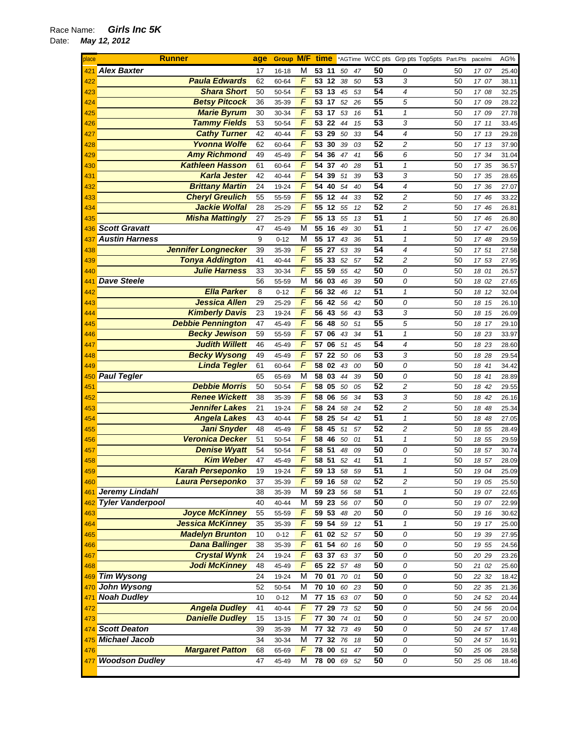Race Name: ***Girls Inc 5K***

Date: ***May 12, 2012***

| place | Runner | age | Group | M/F | time | | *AGTime | | WCC pts | Grp pts | Top5pts | Part.Pts | pace/mi | | AG% |
|---|---|---|---|---|---|---|---|---|---|---|---|---|---|---|---|
| 421 | **Alex Baxter** | 17 | 16-18 | M | 53 | 11 | 50 | 47 | 50 | 0 | | 50 | 17 | 07 | 25.40 |
| 422 | **Paula Edwards** | 62 | 60-64 | F | 53 | 12 | 38 | 50 | 53 | 3 | | 50 | 17 | 07 | 38.11 |
| 423 | **Shara Short** | 50 | 50-54 | F | 53 | 13 | 45 | 53 | 54 | 4 | | 50 | 17 | 08 | 32.25 |
| 424 | **Betsy Pitcock** | 36 | 35-39 | F | 53 | 17 | 52 | 26 | 55 | 5 | | 50 | 17 | 09 | 28.22 |
| 425 | **Marie Byrum** | 30 | 30-34 | F | 53 | 17 | 53 | 16 | 51 | 1 | | 50 | 17 | 09 | 27.78 |
| 426 | **Tammy Fields** | 53 | 50-54 | F | 53 | 22 | 44 | 15 | 53 | 3 | | 50 | 17 | 11 | 33.45 |
| 427 | **Cathy Turner** | 42 | 40-44 | F | 53 | 29 | 50 | 33 | 54 | 4 | | 50 | 17 | 13 | 29.28 |
| 428 | **Yvonna Wolfe** | 62 | 60-64 | F | 53 | 30 | 39 | 03 | 52 | 2 | | 50 | 17 | 13 | 37.90 |
| 429 | **Amy Richmond** | 49 | 45-49 | F | 54 | 36 | 47 | 41 | 56 | 6 | | 50 | 17 | 34 | 31.04 |
| 430 | **Kathleen Hasson** | 61 | 60-64 | F | 54 | 37 | 40 | 28 | 51 | 1 | | 50 | 17 | 35 | 36.57 |
| 431 | **Karla Jester** | 42 | 40-44 | F | 54 | 39 | 51 | 39 | 53 | 3 | | 50 | 17 | 35 | 28.65 |
| 432 | **Brittany Martin** | 24 | 19-24 | F | 54 | 40 | 54 | 40 | 54 | 4 | | 50 | 17 | 36 | 27.07 |
| 433 | **Cheryl Greulich** | 55 | 55-59 | F | 55 | 12 | 44 | 33 | 52 | 2 | | 50 | 17 | 46 | 33.22 |
| 434 | **Jackie Wolfal** | 28 | 25-29 | F | 55 | 12 | 55 | 12 | 52 | 2 | | 50 | 17 | 46 | 26.81 |
| 435 | **Misha Mattingly** | 27 | 25-29 | F | 55 | 13 | 55 | 13 | 51 | 1 | | 50 | 17 | 46 | 26.80 |
| 436 | **Scott Gravatt** | 47 | 45-49 | M | 55 | 16 | 49 | 30 | 51 | 1 | | 50 | 17 | 47 | 26.06 |
| 437 | **Austin Harness** | 9 | 0-12 | M | 55 | 17 | 43 | 36 | 51 | 1 | | 50 | 17 | 48 | 29.59 |
| 438 | **Jennifer Longnecker** | 39 | 35-39 | F | 55 | 27 | 53 | 39 | 54 | 4 | | 50 | 17 | 51 | 27.58 |
| 439 | **Tonya Addington** | 41 | 40-44 | F | 55 | 33 | 52 | 57 | 52 | 2 | | 50 | 17 | 53 | 27.95 |
| 440 | **Julie Harness** | 33 | 30-34 | F | 55 | 59 | 55 | 42 | 50 | 0 | | 50 | 18 | 01 | 26.57 |
| 441 | **Dave Steele** | 56 | 55-59 | M | 56 | 03 | 46 | 39 | 50 | 0 | | 50 | 18 | 02 | 27.65 |
| 442 | **Ella Parker** | 8 | 0-12 | F | 56 | 32 | 46 | 12 | 51 | 1 | | 50 | 18 | 12 | 32.04 |
| 443 | **Jessica Allen** | 29 | 25-29 | F | 56 | 42 | 56 | 42 | 50 | 0 | | 50 | 18 | 15 | 26.10 |
| 444 | **Kimberly Davis** | 23 | 19-24 | F | 56 | 43 | 56 | 43 | 53 | 3 | | 50 | 18 | 15 | 26.09 |
| 445 | **Debbie Pennington** | 47 | 45-49 | F | 56 | 48 | 50 | 51 | 55 | 5 | | 50 | 18 | 17 | 29.10 |
| 446 | **Becky Jewison** | 59 | 55-59 | F | 57 | 06 | 43 | 34 | 51 | 1 | | 50 | 18 | 23 | 33.97 |
| 447 | **Judith Willett** | 46 | 45-49 | F | 57 | 06 | 51 | 45 | 54 | 4 | | 50 | 18 | 23 | 28.60 |
| 448 | **Becky Wysong** | 49 | 45-49 | F | 57 | 22 | 50 | 06 | 53 | 3 | | 50 | 18 | 28 | 29.54 |
| 449 | **Linda Tegler** | 61 | 60-64 | F | 58 | 02 | 43 | 00 | 50 | 0 | | 50 | 18 | 41 | 34.42 |
| 450 | **Paul Tegler** | 65 | 65-69 | M | 58 | 03 | 44 | 39 | 50 | 0 | | 50 | 18 | 41 | 28.89 |
| 451 | **Debbie Morris** | 50 | 50-54 | F | 58 | 05 | 50 | 05 | 52 | 2 | | 50 | 18 | 42 | 29.55 |
| 452 | **Renee Wickett** | 38 | 35-39 | F | 58 | 06 | 56 | 34 | 53 | 3 | | 50 | 18 | 42 | 26.16 |
| 453 | **Jennifer Lakes** | 21 | 19-24 | F | 58 | 24 | 58 | 24 | 52 | 2 | | 50 | 18 | 48 | 25.34 |
| 454 | **Angela Lakes** | 43 | 40-44 | F | 58 | 25 | 54 | 42 | 51 | 1 | | 50 | 18 | 48 | 27.05 |
| 455 | **Jani Snyder** | 48 | 45-49 | F | 58 | 45 | 51 | 57 | 52 | 2 | | 50 | 18 | 55 | 28.49 |
| 456 | **Veronica Decker** | 51 | 50-54 | F | 58 | 46 | 50 | 01 | 51 | 1 | | 50 | 18 | 55 | 29.59 |
| 457 | **Denise Wyatt** | 54 | 50-54 | F | 58 | 51 | 48 | 09 | 50 | 0 | | 50 | 18 | 57 | 30.74 |
| 458 | **Kim Weber** | 47 | 45-49 | F | 58 | 51 | 52 | 41 | 51 | 1 | | 50 | 18 | 57 | 28.09 |
| 459 | **Karah Perseponko** | 19 | 19-24 | F | 59 | 13 | 58 | 59 | 51 | 1 | | 50 | 19 | 04 | 25.09 |
| 460 | **Laura Perseponko** | 37 | 35-39 | F | 59 | 16 | 58 | 02 | 52 | 2 | | 50 | 19 | 05 | 25.50 |
| 461 | **Jeremy Lindahl** | 38 | 35-39 | M | 59 | 23 | 56 | 58 | 51 | 1 | | 50 | 19 | 07 | 22.65 |
| 462 | **Tyler Vanderpool** | 40 | 40-44 | M | 59 | 23 | 56 | 07 | 50 | 0 | | 50 | 19 | 07 | 22.99 |
| 463 | **Joyce McKinney** | 55 | 55-59 | F | 59 | 53 | 48 | 20 | 50 | 0 | | 50 | 19 | 16 | 30.62 |
| 464 | **Jessica McKinney** | 35 | 35-39 | F | 59 | 54 | 59 | 12 | 51 | 1 | | 50 | 19 | 17 | 25.00 |
| 465 | **Madelyn Brunton** | 10 | 0-12 | F | 61 | 02 | 52 | 57 | 50 | 0 | | 50 | 19 | 39 | 27.95 |
| 466 | **Dana Ballinger** | 38 | 35-39 | F | 61 | 54 | 60 | 16 | 50 | 0 | | 50 | 19 | 55 | 24.56 |
| 467 | **Crystal Wynk** | 24 | 19-24 | F | 63 | 37 | 63 | 37 | 50 | 0 | | 50 | 20 | 29 | 23.26 |
| 468 | **Jodi McKinney** | 48 | 45-49 | F | 65 | 22 | 57 | 48 | 50 | 0 | | 50 | 21 | 02 | 25.60 |
| 469 | **Tim Wysong** | 24 | 19-24 | M | 70 | 01 | 70 | 01 | 50 | 0 | | 50 | 22 | 32 | 18.42 |
| 470 | **John Wysong** | 52 | 50-54 | M | 70 | 10 | 60 | 23 | 50 | 0 | | 50 | 22 | 35 | 21.36 |
| 471 | **Noah Dudley** | 10 | 0-12 | M | 77 | 15 | 63 | 07 | 50 | 0 | | 50 | 24 | 52 | 20.44 |
| 472 | **Angela Dudley** | 41 | 40-44 | F | 77 | 29 | 73 | 52 | 50 | 0 | | 50 | 24 | 56 | 20.04 |
| 473 | **Danielle Dudley** | 15 | 13-15 | F | 77 | 30 | 74 | 01 | 50 | 0 | | 50 | 24 | 57 | 20.00 |
| 474 | **Scott Deaton** | 39 | 35-39 | M | 77 | 32 | 73 | 49 | 50 | 0 | | 50 | 24 | 57 | 17.48 |
| 475 | **Michael Jacob** | 34 | 30-34 | M | 77 | 32 | 76 | 18 | 50 | 0 | | 50 | 24 | 57 | 16.91 |
| 476 | **Margaret Patton** | 68 | 65-69 | F | 78 | 00 | 51 | 47 | 50 | 0 | | 50 | 25 | 06 | 28.58 |
| 477 | **Woodson Dudley** | 47 | 45-49 | M | 78 | 00 | 69 | 52 | 50 | 0 | | 50 | 25 | 06 | 18.46 |